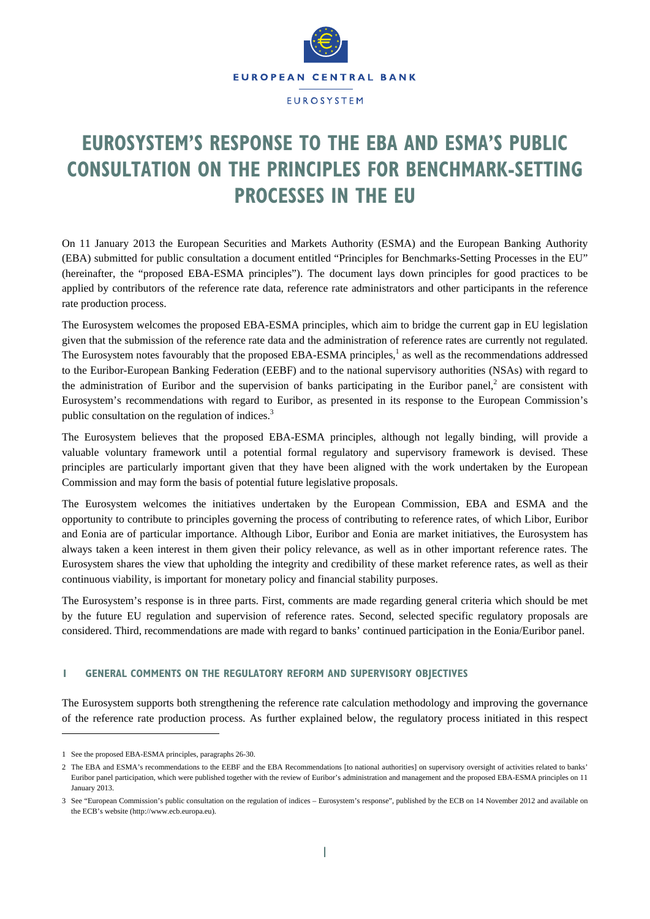EUROPEAN CENTRAL BANK

EUROSYSTEM

# EUROSYSTEM'S RESPONSE TO THE EBA AND ESMA'S PUBLIC CONSULTATION ON THE PRINCIPLES FOR BENCHMARK-SETTING PROCESSES IN THE EU

On 11 January 2013 the European Securities and Markets Authority (ESMA) and the European Banking Authority (EBA) submitted for public consultation a document entitled "Principles for Benchmarks-Setting Processes in the EU" (hereinafter, the "proposed EBA-ESMA principles"). The document lays down principles for good practices to be applied by contributors of the reference rate data, reference rate administrators and other participants in the reference rate production process.

The Eurosystem welcomes the proposed EBA-ESMA principles, which aim to bridge the current gap in EU legislation given that the submission of the reference rate data and the administration of reference rates are currently not regulated. The Eurosystem notes favourably that the proposed EBA-ESMA principles,[1] as well as the recommendations addressed to the Euribor-European Banking Federation (EEBF) and to the national supervisory authorities (NSAs) with regard to the administration of Euribor and the supervision of banks participating in the Euribor panel,[2] are consistent with Eurosystem's recommendations with regard to Euribor, as presented in its response to the European Commission's public consultation on the regulation of indices.[3]

The Eurosystem believes that the proposed EBA-ESMA principles, although not legally binding, will provide a valuable voluntary framework until a potential formal regulatory and supervisory framework is devised. These principles are particularly important given that they have been aligned with the work undertaken by the European Commission and may form the basis of potential future legislative proposals.

The Eurosystem welcomes the initiatives undertaken by the European Commission, EBA and ESMA and the opportunity to contribute to principles governing the process of contributing to reference rates, of which Libor, Euribor and Eonia are of particular importance. Although Libor, Euribor and Eonia are market initiatives, the Eurosystem has always taken a keen interest in them given their policy relevance, as well as in other important reference rates. The Eurosystem shares the view that upholding the integrity and credibility of these market reference rates, as well as their continuous viability, is important for monetary policy and financial stability purposes.

The Eurosystem's response is in three parts. First, comments are made regarding general criteria which should be met by the future EU regulation and supervision of reference rates. Second, selected specific regulatory proposals are considered. Third, recommendations are made with regard to banks' continued participation in the Eonia/Euribor panel.

## 1 GENERAL COMMENTS ON THE REGULATORY REFORM AND SUPERVISORY OBJECTIVES

The Eurosystem supports both strengthening the reference rate calculation methodology and improving the governance of the reference rate production process. As further explained below, the regulatory process initiated in this respect

---

1 See the proposed EBA-ESMA principles, paragraphs 26-30.

2 The EBA and ESMA's recommendations to the EEBF and the EBA Recommendations [to national authorities] on supervisory oversight of activities related to banks' Euribor panel participation, which were published together with the review of Euribor's administration and management and the proposed EBA-ESMA principles on 11 January 2013.

3 See "European Commission's public consultation on the regulation of indices – Eurosystem's response", published by the ECB on 14 November 2012 and available on the ECB's website (http://www.ecb.europa.eu).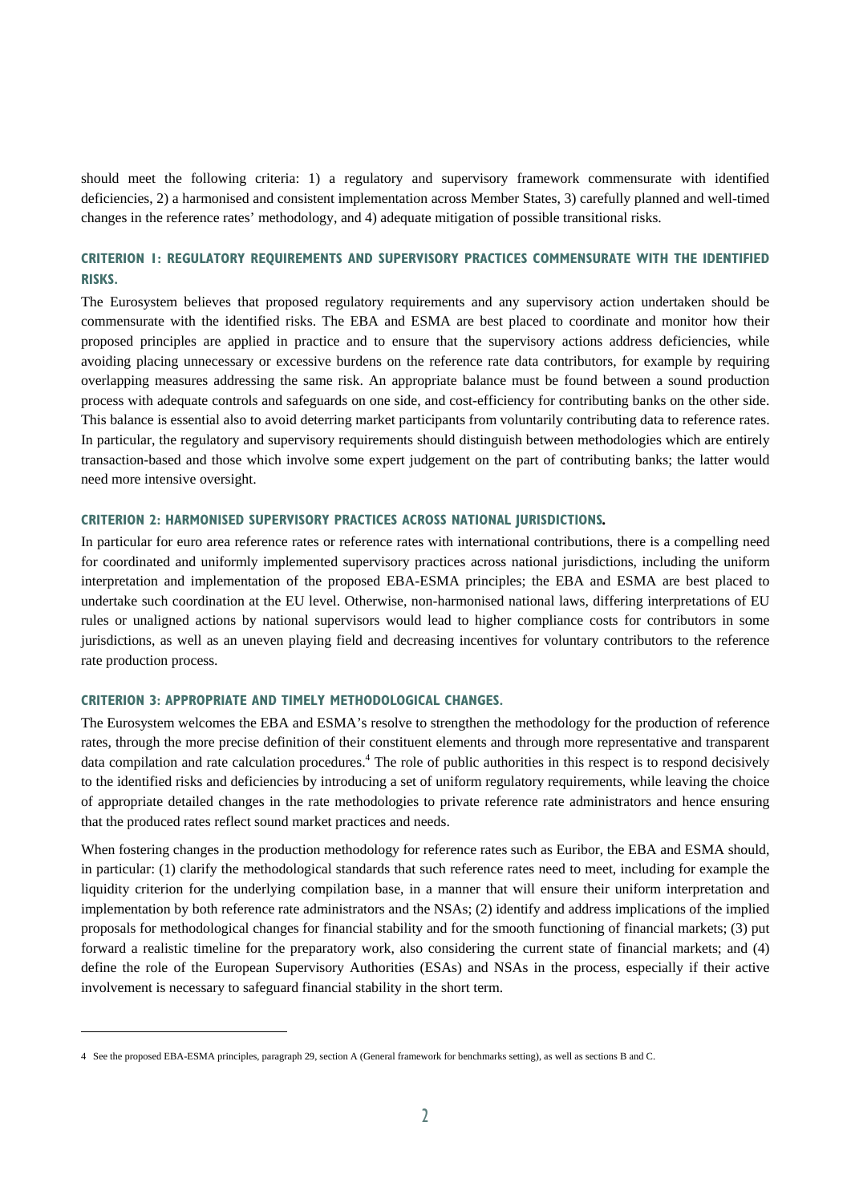should meet the following criteria: 1) a regulatory and supervisory framework commensurate with identified deficiencies, 2) a harmonised and consistent implementation across Member States, 3) carefully planned and well-timed changes in the reference rates' methodology, and 4) adequate mitigation of possible transitional risks.

### CRITERION 1: REGULATORY REQUIREMENTS AND SUPERVISORY PRACTICES COMMENSURATE WITH THE IDENTIFIED RISKS.

The Eurosystem believes that proposed regulatory requirements and any supervisory action undertaken should be commensurate with the identified risks. The EBA and ESMA are best placed to coordinate and monitor how their proposed principles are applied in practice and to ensure that the supervisory actions address deficiencies, while avoiding placing unnecessary or excessive burdens on the reference rate data contributors, for example by requiring overlapping measures addressing the same risk. An appropriate balance must be found between a sound production process with adequate controls and safeguards on one side, and cost-efficiency for contributing banks on the other side. This balance is essential also to avoid deterring market participants from voluntarily contributing data to reference rates. In particular, the regulatory and supervisory requirements should distinguish between methodologies which are entirely transaction-based and those which involve some expert judgement on the part of contributing banks; the latter would need more intensive oversight.

### CRITERION 2: HARMONISED SUPERVISORY PRACTICES ACROSS NATIONAL JURISDICTIONS.

In particular for euro area reference rates or reference rates with international contributions, there is a compelling need for coordinated and uniformly implemented supervisory practices across national jurisdictions, including the uniform interpretation and implementation of the proposed EBA-ESMA principles; the EBA and ESMA are best placed to undertake such coordination at the EU level. Otherwise, non-harmonised national laws, differing interpretations of EU rules or unaligned actions by national supervisors would lead to higher compliance costs for contributors in some jurisdictions, as well as an uneven playing field and decreasing incentives for voluntary contributors to the reference rate production process.

### CRITERION 3: APPROPRIATE AND TIMELY METHODOLOGICAL CHANGES.

The Eurosystem welcomes the EBA and ESMA's resolve to strengthen the methodology for the production of reference rates, through the more precise definition of their constituent elements and through more representative and transparent data compilation and rate calculation procedures.[4] The role of public authorities in this respect is to respond decisively to the identified risks and deficiencies by introducing a set of uniform regulatory requirements, while leaving the choice of appropriate detailed changes in the rate methodologies to private reference rate administrators and hence ensuring that the produced rates reflect sound market practices and needs.

When fostering changes in the production methodology for reference rates such as Euribor, the EBA and ESMA should, in particular: (1) clarify the methodological standards that such reference rates need to meet, including for example the liquidity criterion for the underlying compilation base, in a manner that will ensure their uniform interpretation and implementation by both reference rate administrators and the NSAs; (2) identify and address implications of the implied proposals for methodological changes for financial stability and for the smooth functioning of financial markets; (3) put forward a realistic timeline for the preparatory work, also considering the current state of financial markets; and (4) define the role of the European Supervisory Authorities (ESAs) and NSAs in the process, especially if their active involvement is necessary to safeguard financial stability in the short term.

---

4 See the proposed EBA-ESMA principles, paragraph 29, section A (General framework for benchmarks setting), as well as sections B and C.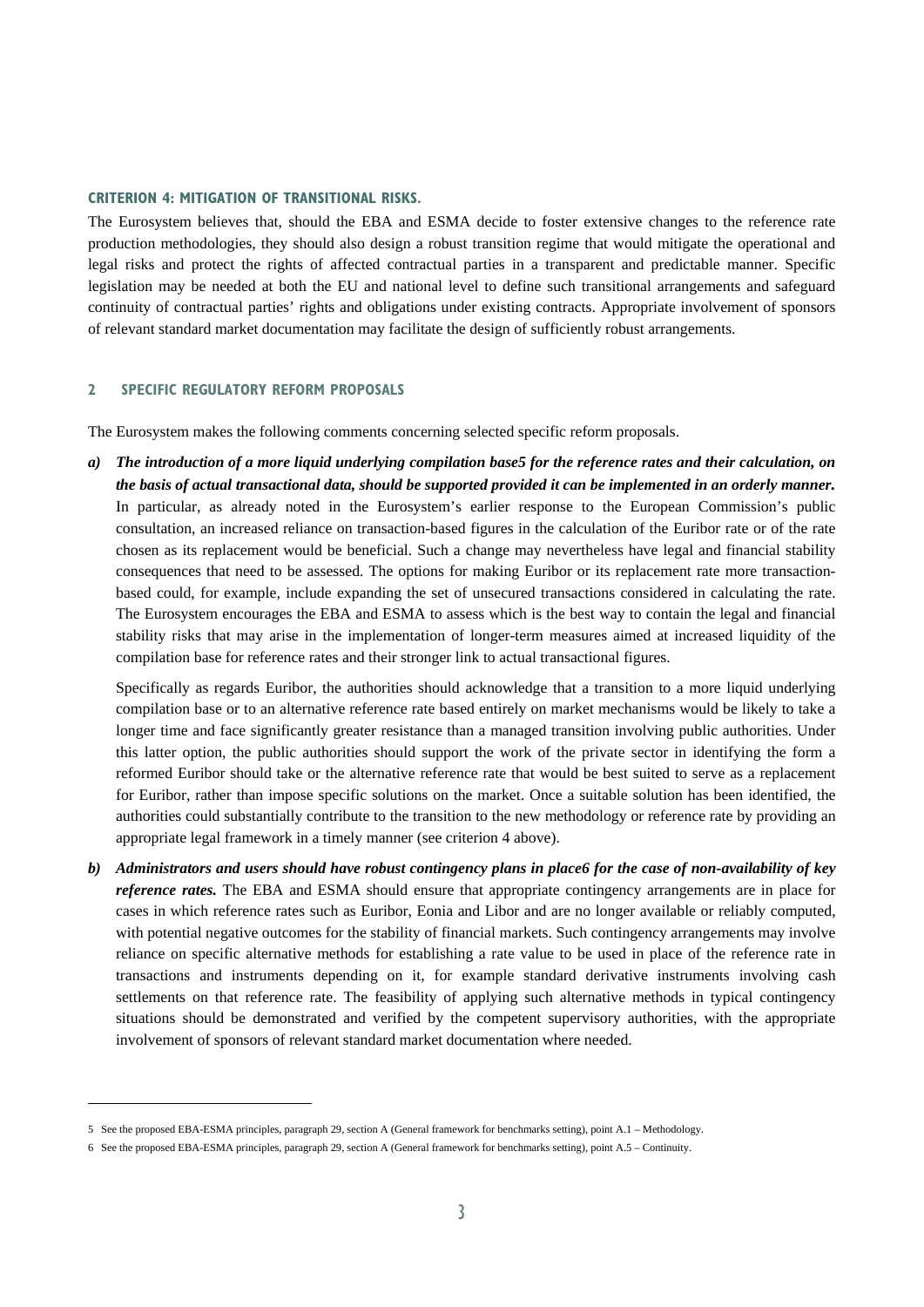#### CRITERION 4: MITIGATION OF TRANSITIONAL RISKS.

The Eurosystem believes that, should the EBA and ESMA decide to foster extensive changes to the reference rate production methodologies, they should also design a robust transition regime that would mitigate the operational and legal risks and protect the rights of affected contractual parties in a transparent and predictable manner. Specific legislation may be needed at both the EU and national level to define such transitional arrangements and safeguard continuity of contractual parties' rights and obligations under existing contracts. Appropriate involvement of sponsors of relevant standard market documentation may facilitate the design of sufficiently robust arrangements.

## 2 SPECIFIC REGULATORY REFORM PROPOSALS

The Eurosystem makes the following comments concerning selected specific reform proposals.

*a)* ***The introduction of a more liquid underlying compilation base[5] for the reference rates and their calculation, on the basis of actual transactional data, should be supported provided it can be implemented in an orderly manner.*** In particular, as already noted in the Eurosystem's earlier response to the European Commission's public consultation, an increased reliance on transaction-based figures in the calculation of the Euribor rate or of the rate chosen as its replacement would be beneficial. Such a change may nevertheless have legal and financial stability consequences that need to be assessed. The options for making Euribor or its replacement rate more transaction-based could, for example, include expanding the set of unsecured transactions considered in calculating the rate. The Eurosystem encourages the EBA and ESMA to assess which is the best way to contain the legal and financial stability risks that may arise in the implementation of longer-term measures aimed at increased liquidity of the compilation base for reference rates and their stronger link to actual transactional figures.

   Specifically as regards Euribor, the authorities should acknowledge that a transition to a more liquid underlying compilation base or to an alternative reference rate based entirely on market mechanisms would be likely to take a longer time and face significantly greater resistance than a managed transition involving public authorities. Under this latter option, the public authorities should support the work of the private sector in identifying the form a reformed Euribor should take or the alternative reference rate that would be best suited to serve as a replacement for Euribor, rather than impose specific solutions on the market. Once a suitable solution has been identified, the authorities could substantially contribute to the transition to the new methodology or reference rate by providing an appropriate legal framework in a timely manner (see criterion 4 above).

*b)* ***Administrators and users should have robust contingency plans in place[6] for the case of non-availability of key reference rates.*** The EBA and ESMA should ensure that appropriate contingency arrangements are in place for cases in which reference rates such as Euribor, Eonia and Libor and are no longer available or reliably computed, with potential negative outcomes for the stability of financial markets. Such contingency arrangements may involve reliance on specific alternative methods for establishing a rate value to be used in place of the reference rate in transactions and instruments depending on it, for example standard derivative instruments involving cash settlements on that reference rate. The feasibility of applying such alternative methods in typical contingency situations should be demonstrated and verified by the competent supervisory authorities, with the appropriate involvement of sponsors of relevant standard market documentation where needed.

---

5 See the proposed EBA-ESMA principles, paragraph 29, section A (General framework for benchmarks setting), point A.1 – Methodology.

6 See the proposed EBA-ESMA principles, paragraph 29, section A (General framework for benchmarks setting), point A.5 – Continuity.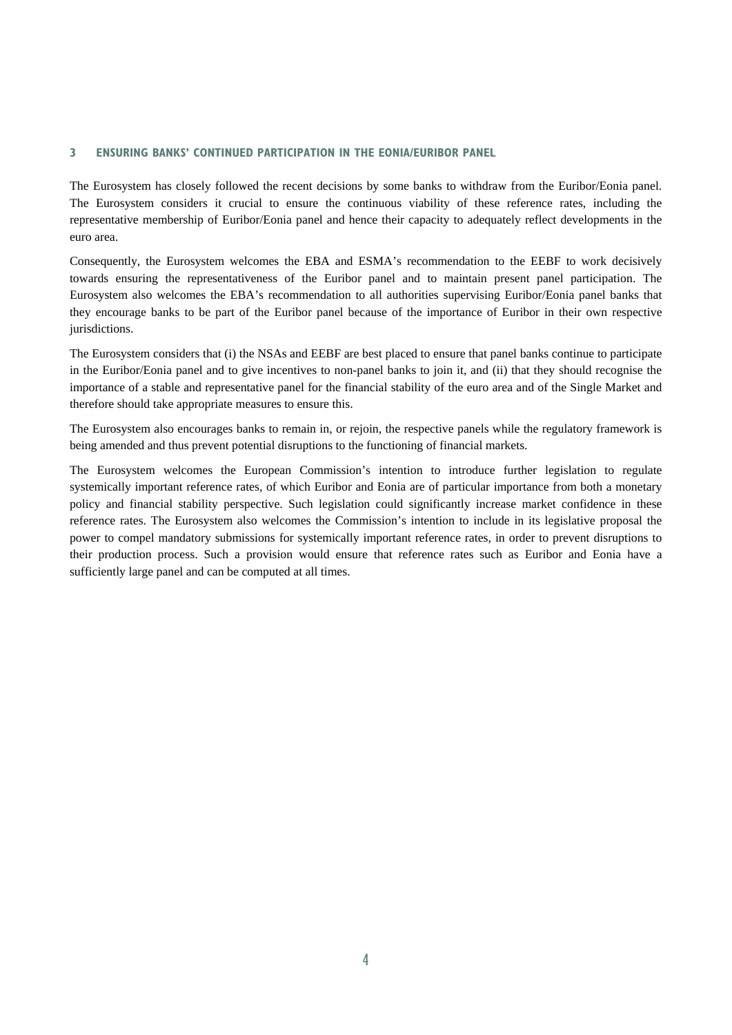## 3 ENSURING BANKS' CONTINUED PARTICIPATION IN THE EONIA/EURIBOR PANEL

The Eurosystem has closely followed the recent decisions by some banks to withdraw from the Euribor/Eonia panel. The Eurosystem considers it crucial to ensure the continuous viability of these reference rates, including the representative membership of Euribor/Eonia panel and hence their capacity to adequately reflect developments in the euro area.

Consequently, the Eurosystem welcomes the EBA and ESMA's recommendation to the EEBF to work decisively towards ensuring the representativeness of the Euribor panel and to maintain present panel participation. The Eurosystem also welcomes the EBA's recommendation to all authorities supervising Euribor/Eonia panel banks that they encourage banks to be part of the Euribor panel because of the importance of Euribor in their own respective jurisdictions.

The Eurosystem considers that (i) the NSAs and EEBF are best placed to ensure that panel banks continue to participate in the Euribor/Eonia panel and to give incentives to non-panel banks to join it, and (ii) that they should recognise the importance of a stable and representative panel for the financial stability of the euro area and of the Single Market and therefore should take appropriate measures to ensure this.

The Eurosystem also encourages banks to remain in, or rejoin, the respective panels while the regulatory framework is being amended and thus prevent potential disruptions to the functioning of financial markets.

The Eurosystem welcomes the European Commission's intention to introduce further legislation to regulate systemically important reference rates, of which Euribor and Eonia are of particular importance from both a monetary policy and financial stability perspective. Such legislation could significantly increase market confidence in these reference rates. The Eurosystem also welcomes the Commission's intention to include in its legislative proposal the power to compel mandatory submissions for systemically important reference rates, in order to prevent disruptions to their production process. Such a provision would ensure that reference rates such as Euribor and Eonia have a sufficiently large panel and can be computed at all times.